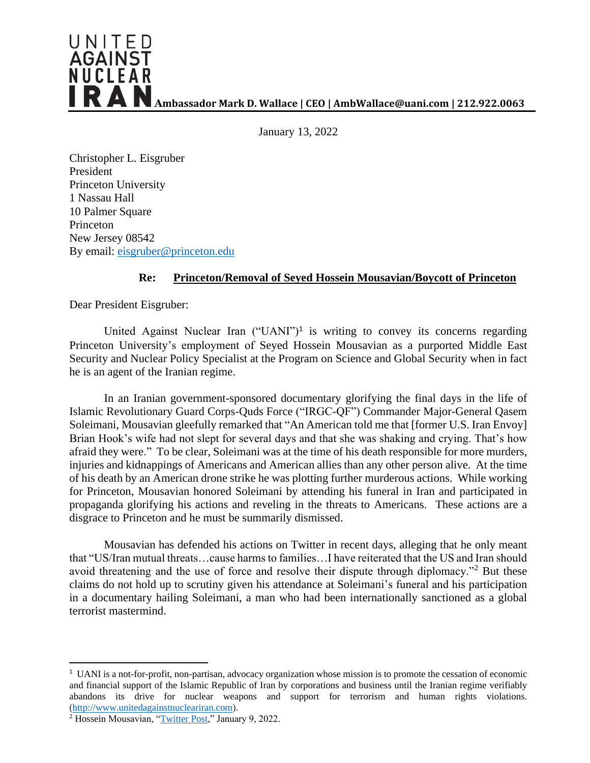# UNITED AGAINST NUCLEAR IRAN

**Ambassador Mark D. Wallace | CEO | AmbWallace@uani.com | 212.922.0063**

January 13, 2022

Christopher L. Eisgruber
President
Princeton University
1 Nassau Hall
10 Palmer Square
Princeton
New Jersey 08542
By email: eisgruber@princeton.edu

**Re: Princeton/Removal of Seyed Hossein Mousavian/Boycott of Princeton**

Dear President Eisgruber:

United Against Nuclear Iran ("UANI")[1] is writing to convey its concerns regarding Princeton University's employment of Seyed Hossein Mousavian as a purported Middle East Security and Nuclear Policy Specialist at the Program on Science and Global Security when in fact he is an agent of the Iranian regime.

In an Iranian government-sponsored documentary glorifying the final days in the life of Islamic Revolutionary Guard Corps-Quds Force ("IRGC-QF") Commander Major-General Qasem Soleimani, Mousavian gleefully remarked that "An American told me that [former U.S. Iran Envoy] Brian Hook's wife had not slept for several days and that she was shaking and crying. That's how afraid they were." To be clear, Soleimani was at the time of his death responsible for more murders, injuries and kidnappings of Americans and American allies than any other person alive. At the time of his death by an American drone strike he was plotting further murderous actions. While working for Princeton, Mousavian honored Soleimani by attending his funeral in Iran and participated in propaganda glorifying his actions and reveling in the threats to Americans. These actions are a disgrace to Princeton and he must be summarily dismissed.

Mousavian has defended his actions on Twitter in recent days, alleging that he only meant that "US/Iran mutual threats…cause harms to families…I have reiterated that the US and Iran should avoid threatening and the use of force and resolve their dispute through diplomacy."[2] But these claims do not hold up to scrutiny given his attendance at Soleimani's funeral and his participation in a documentary hailing Soleimani, a man who had been internationally sanctioned as a global terrorist mastermind.

---

[1] UANI is a not-for-profit, non-partisan, advocacy organization whose mission is to promote the cessation of economic and financial support of the Islamic Republic of Iran by corporations and business until the Iranian regime verifiably abandons its drive for nuclear weapons and support for terrorism and human rights violations. (http://www.unitedagainstnucleariran.com).

[2] Hossein Mousavian, "Twitter Post," January 9, 2022.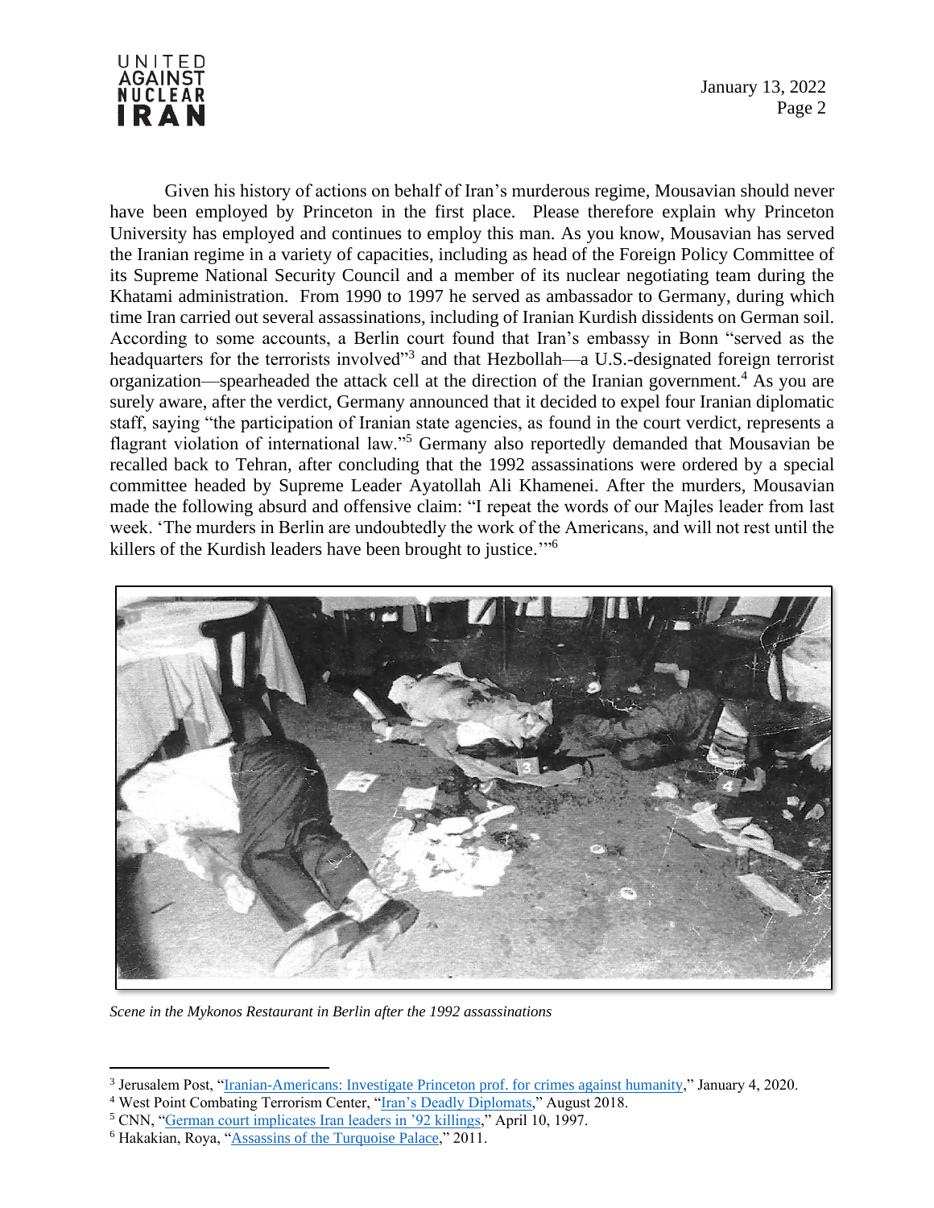Given his history of actions on behalf of Iran's murderous regime, Mousavian should never have been employed by Princeton in the first place. Please therefore explain why Princeton University has employed and continues to employ this man. As you know, Mousavian has served the Iranian regime in a variety of capacities, including as head of the Foreign Policy Committee of its Supreme National Security Council and a member of its nuclear negotiating team during the Khatami administration. From 1990 to 1997 he served as ambassador to Germany, during which time Iran carried out several assassinations, including of Iranian Kurdish dissidents on German soil. According to some accounts, a Berlin court found that Iran's embassy in Bonn "served as the headquarters for the terrorists involved"[3] and that Hezbollah—a U.S.-designated foreign terrorist organization—spearheaded the attack cell at the direction of the Iranian government.[4] As you are surely aware, after the verdict, Germany announced that it decided to expel four Iranian diplomatic staff, saying "the participation of Iranian state agencies, as found in the court verdict, represents a flagrant violation of international law."[5] Germany also reportedly demanded that Mousavian be recalled back to Tehran, after concluding that the 1992 assassinations were ordered by a special committee headed by Supreme Leader Ayatollah Ali Khamenei. After the murders, Mousavian made the following absurd and offensive claim: "I repeat the words of our Majles leader from last week. 'The murders in Berlin are undoubtedly the work of the Americans, and will not rest until the killers of the Kurdish leaders have been brought to justice.'"[6]

*Scene in the Mykonos Restaurant in Berlin after the 1992 assassinations*

---

[3] Jerusalem Post, "Iranian-Americans: Investigate Princeton prof. for crimes against humanity," January 4, 2020.

[4] West Point Combating Terrorism Center, "Iran's Deadly Diplomats," August 2018.

[5] CNN, "German court implicates Iran leaders in '92 killings," April 10, 1997.

[6] Hakakian, Roya, "Assassins of the Turquoise Palace," 2011.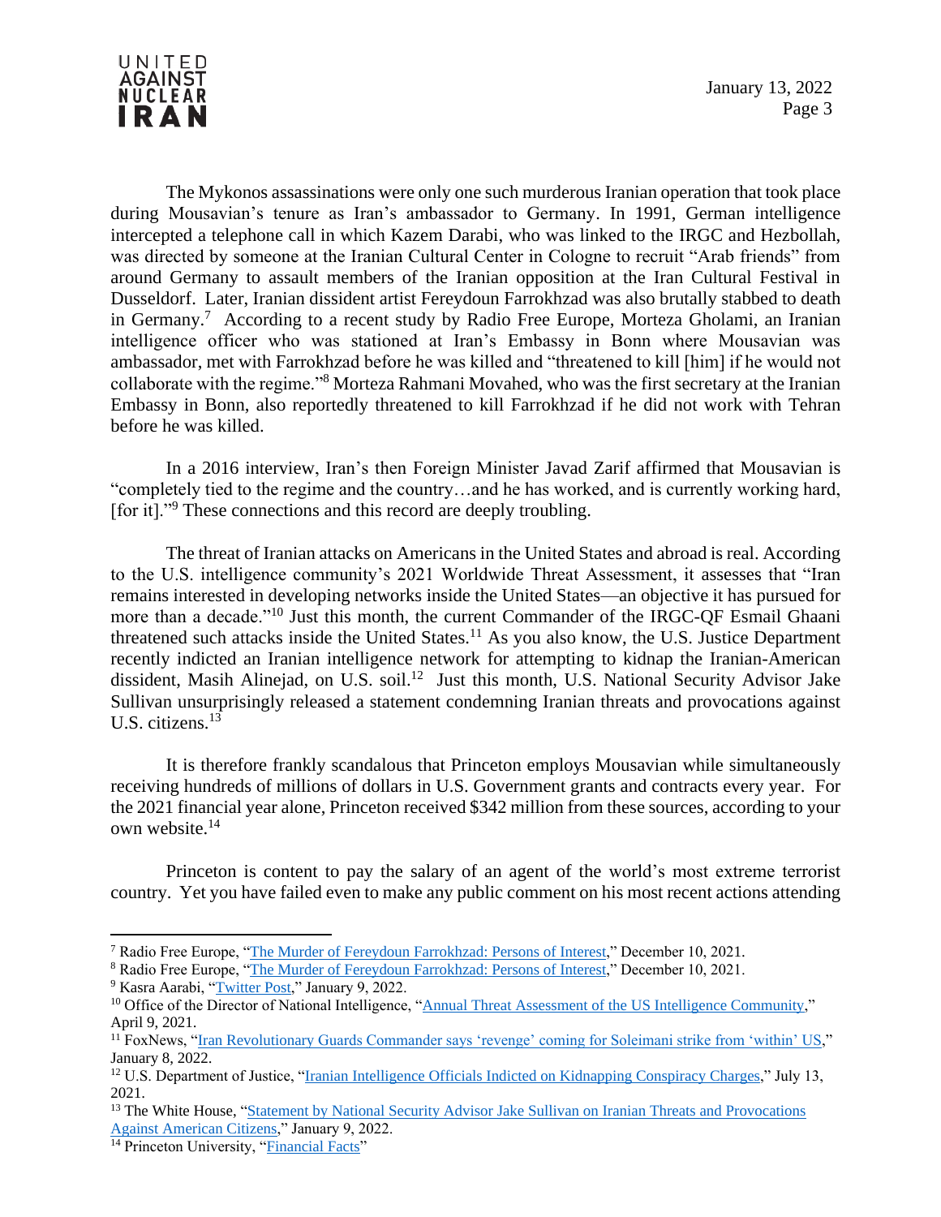The Mykonos assassinations were only one such murderous Iranian operation that took place during Mousavian's tenure as Iran's ambassador to Germany. In 1991, German intelligence intercepted a telephone call in which Kazem Darabi, who was linked to the IRGC and Hezbollah, was directed by someone at the Iranian Cultural Center in Cologne to recruit "Arab friends" from around Germany to assault members of the Iranian opposition at the Iran Cultural Festival in Dusseldorf. Later, Iranian dissident artist Fereydoun Farrokhzad was also brutally stabbed to death in Germany.[7] According to a recent study by Radio Free Europe, Morteza Gholami, an Iranian intelligence officer who was stationed at Iran's Embassy in Bonn where Mousavian was ambassador, met with Farrokhzad before he was killed and "threatened to kill [him] if he would not collaborate with the regime."[8] Morteza Rahmani Movahed, who was the first secretary at the Iranian Embassy in Bonn, also reportedly threatened to kill Farrokhzad if he did not work with Tehran before he was killed.

In a 2016 interview, Iran's then Foreign Minister Javad Zarif affirmed that Mousavian is "completely tied to the regime and the country…and he has worked, and is currently working hard, [for it]."[9] These connections and this record are deeply troubling.

The threat of Iranian attacks on Americans in the United States and abroad is real. According to the U.S. intelligence community's 2021 Worldwide Threat Assessment, it assesses that "Iran remains interested in developing networks inside the United States—an objective it has pursued for more than a decade."[10] Just this month, the current Commander of the IRGC-QF Esmail Ghaani threatened such attacks inside the United States.[11] As you also know, the U.S. Justice Department recently indicted an Iranian intelligence network for attempting to kidnap the Iranian-American dissident, Masih Alinejad, on U.S. soil.[12] Just this month, U.S. National Security Advisor Jake Sullivan unsurprisingly released a statement condemning Iranian threats and provocations against U.S. citizens.[13]

It is therefore frankly scandalous that Princeton employs Mousavian while simultaneously receiving hundreds of millions of dollars in U.S. Government grants and contracts every year. For the 2021 financial year alone, Princeton received $342 million from these sources, according to your own website.[14]

Princeton is content to pay the salary of an agent of the world's most extreme terrorist country. Yet you have failed even to make any public comment on his most recent actions attending

---

[7] Radio Free Europe, "The Murder of Fereydoun Farrokhzad: Persons of Interest," December 10, 2021.

[8] Radio Free Europe, "The Murder of Fereydoun Farrokhzad: Persons of Interest," December 10, 2021.

[9] Kasra Aarabi, "Twitter Post," January 9, 2022.

[10] Office of the Director of National Intelligence, "Annual Threat Assessment of the US Intelligence Community," April 9, 2021.

[11] FoxNews, "Iran Revolutionary Guards Commander says 'revenge' coming for Soleimani strike from 'within' US," January 8, 2022.

[12] U.S. Department of Justice, "Iranian Intelligence Officials Indicted on Kidnapping Conspiracy Charges," July 13, 2021.

[13] The White House, "Statement by National Security Advisor Jake Sullivan on Iranian Threats and Provocations Against American Citizens," January 9, 2022.

[14] Princeton University, "Financial Facts"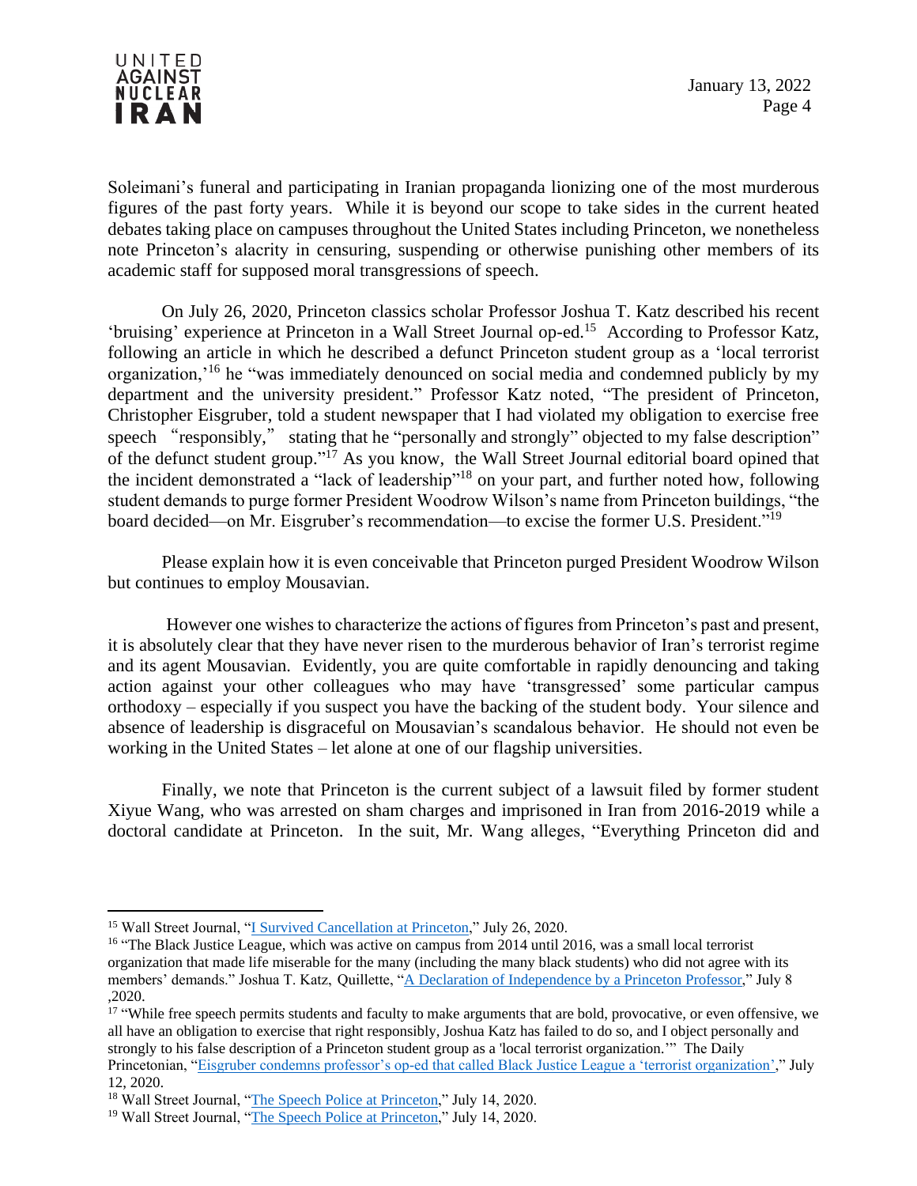Soleimani's funeral and participating in Iranian propaganda lionizing one of the most murderous figures of the past forty years. While it is beyond our scope to take sides in the current heated debates taking place on campuses throughout the United States including Princeton, we nonetheless note Princeton's alacrity in censuring, suspending or otherwise punishing other members of its academic staff for supposed moral transgressions of speech.

On July 26, 2020, Princeton classics scholar Professor Joshua T. Katz described his recent 'bruising' experience at Princeton in a Wall Street Journal op-ed.[15] According to Professor Katz, following an article in which he described a defunct Princeton student group as a 'local terrorist organization,'[16] he "was immediately denounced on social media and condemned publicly by my department and the university president." Professor Katz noted, "The president of Princeton, Christopher Eisgruber, told a student newspaper that I had violated my obligation to exercise free speech "responsibly," stating that he "personally and strongly" objected to my false description" of the defunct student group."[17] As you know, the Wall Street Journal editorial board opined that the incident demonstrated a "lack of leadership"[18] on your part, and further noted how, following student demands to purge former President Woodrow Wilson's name from Princeton buildings, "the board decided—on Mr. Eisgruber's recommendation—to excise the former U.S. President."[19]

Please explain how it is even conceivable that Princeton purged President Woodrow Wilson but continues to employ Mousavian.

However one wishes to characterize the actions of figures from Princeton's past and present, it is absolutely clear that they have never risen to the murderous behavior of Iran's terrorist regime and its agent Mousavian. Evidently, you are quite comfortable in rapidly denouncing and taking action against your other colleagues who may have 'transgressed' some particular campus orthodoxy – especially if you suspect you have the backing of the student body. Your silence and absence of leadership is disgraceful on Mousavian's scandalous behavior. He should not even be working in the United States – let alone at one of our flagship universities.

Finally, we note that Princeton is the current subject of a lawsuit filed by former student Xiyue Wang, who was arrested on sham charges and imprisoned in Iran from 2016-2019 while a doctoral candidate at Princeton. In the suit, Mr. Wang alleges, "Everything Princeton did and

---

[15] Wall Street Journal, "I Survived Cancellation at Princeton," July 26, 2020.

[16] "The Black Justice League, which was active on campus from 2014 until 2016, was a small local terrorist organization that made life miserable for the many (including the many black students) who did not agree with its members' demands." Joshua T. Katz, Quillette, "A Declaration of Independence by a Princeton Professor," July 8 ,2020.

[17] "While free speech permits students and faculty to make arguments that are bold, provocative, or even offensive, we all have an obligation to exercise that right responsibly, Joshua Katz has failed to do so, and I object personally and strongly to his false description of a Princeton student group as a 'local terrorist organization.'" The Daily Princetonian, "Eisgruber condemns professor's op-ed that called Black Justice League a 'terrorist organization'," July 12, 2020.

[18] Wall Street Journal, "The Speech Police at Princeton," July 14, 2020.

[19] Wall Street Journal, "The Speech Police at Princeton," July 14, 2020.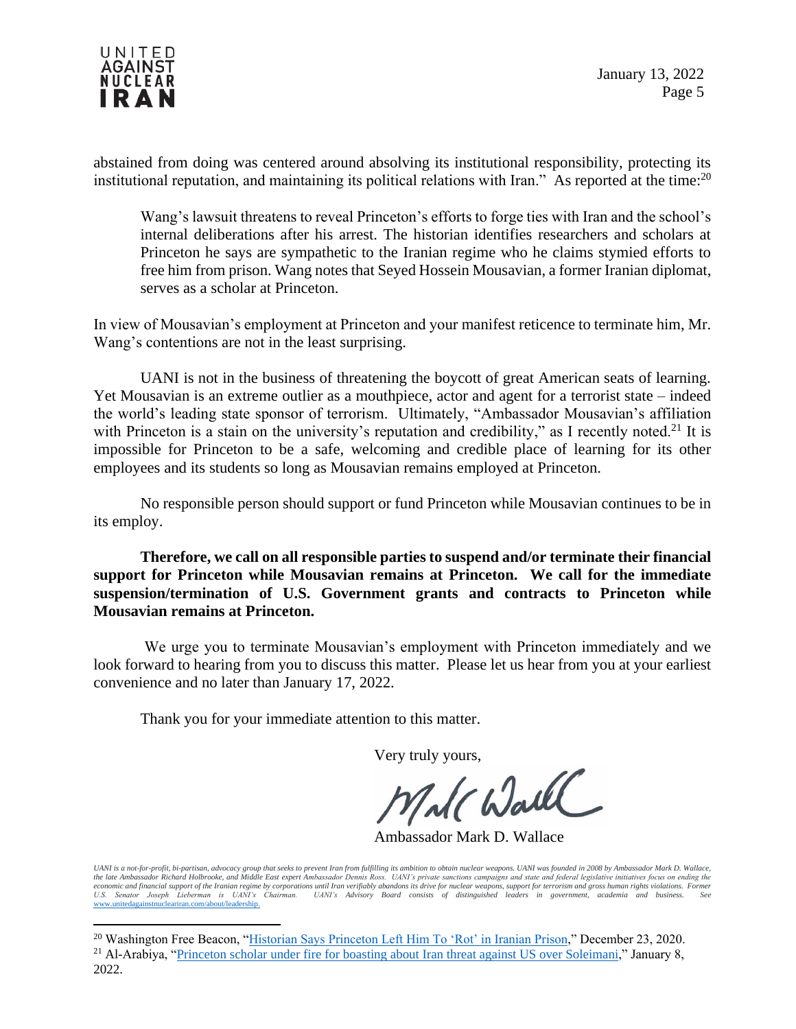abstained from doing was centered around absolving its institutional responsibility, protecting its institutional reputation, and maintaining its political relations with Iran." As reported at the time:[20]

> Wang's lawsuit threatens to reveal Princeton's efforts to forge ties with Iran and the school's internal deliberations after his arrest. The historian identifies researchers and scholars at Princeton he says are sympathetic to the Iranian regime who he claims stymied efforts to free him from prison. Wang notes that Seyed Hossein Mousavian, a former Iranian diplomat, serves as a scholar at Princeton.

In view of Mousavian's employment at Princeton and your manifest reticence to terminate him, Mr. Wang's contentions are not in the least surprising.

UANI is not in the business of threatening the boycott of great American seats of learning. Yet Mousavian is an extreme outlier as a mouthpiece, actor and agent for a terrorist state – indeed the world's leading state sponsor of terrorism. Ultimately, "Ambassador Mousavian's affiliation with Princeton is a stain on the university's reputation and credibility," as I recently noted.[21] It is impossible for Princeton to be a safe, welcoming and credible place of learning for its other employees and its students so long as Mousavian remains employed at Princeton.

No responsible person should support or fund Princeton while Mousavian continues to be in its employ.

**Therefore, we call on all responsible parties to suspend and/or terminate their financial support for Princeton while Mousavian remains at Princeton. We call for the immediate suspension/termination of U.S. Government grants and contracts to Princeton while Mousavian remains at Princeton.**

We urge you to terminate Mousavian's employment with Princeton immediately and we look forward to hearing from you to discuss this matter. Please let us hear from you at your earliest convenience and no later than January 17, 2022.

Thank you for your immediate attention to this matter.

Very truly yours,

Ambassador Mark D. Wallace

*UANI is a not-for-profit, bi-partisan, advocacy group that seeks to prevent Iran from fulfilling its ambition to obtain nuclear weapons. UANI was founded in 2008 by Ambassador Mark D. Wallace, the late Ambassador Richard Holbrooke, and Middle East expert Ambassador Dennis Ross. UANI's private sanctions campaigns and state and federal legislative initiatives focus on ending the economic and financial support of the Iranian regime by corporations until Iran verifiably abandons its drive for nuclear weapons, support for terrorism and gross human rights violations. Former U.S. Senator Joseph Lieberman is UANI's Chairman. UANI's Advisory Board consists of distinguished leaders in government, academia and business. See* www.unitedagainstnucleariran.com/about/leadership.

---

[20] Washington Free Beacon, "Historian Says Princeton Left Him To 'Rot' in Iranian Prison," December 23, 2020.

[21] Al-Arabiya, "Princeton scholar under fire for boasting about Iran threat against US over Soleimani," January 8, 2022.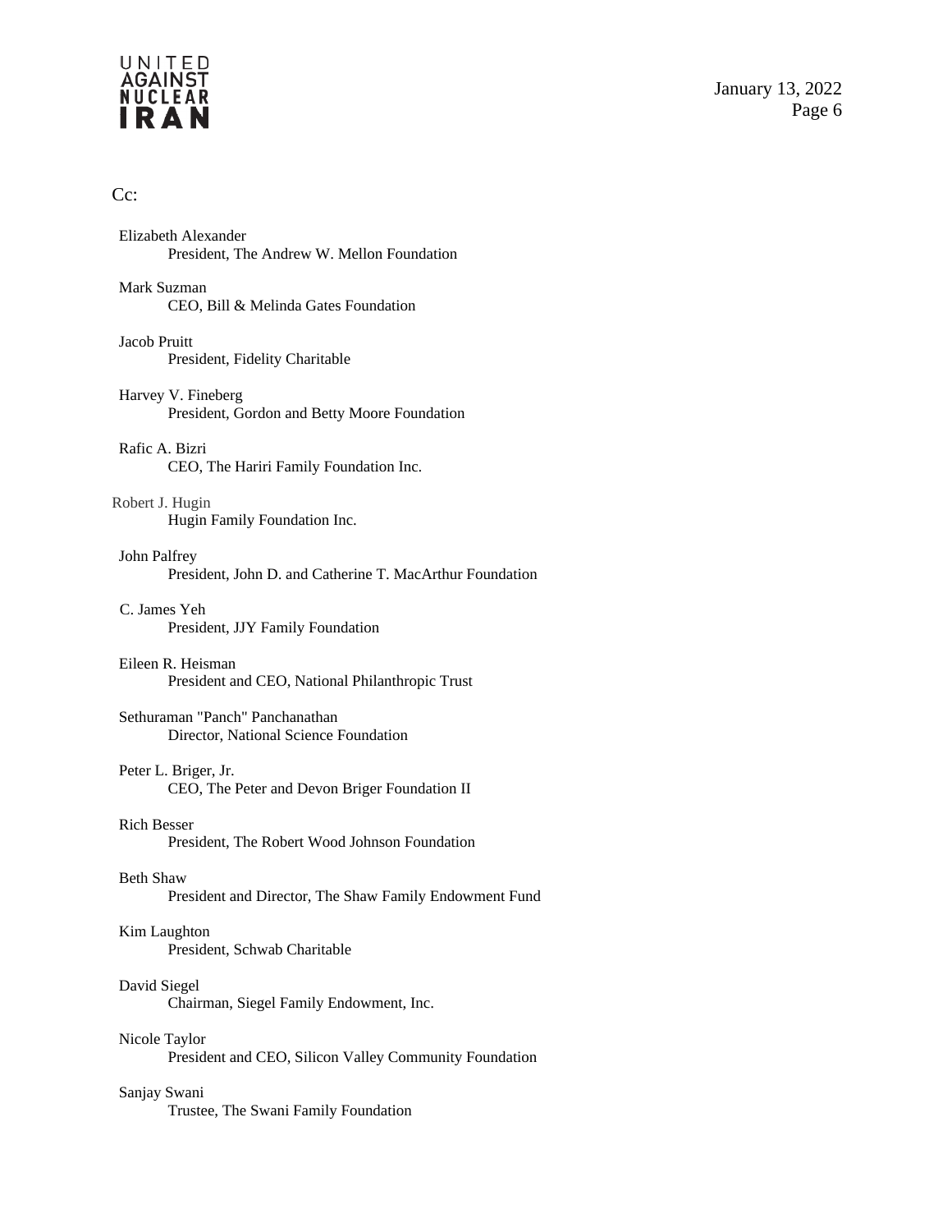Cc:

Elizabeth Alexander
President, The Andrew W. Mellon Foundation

Mark Suzman
CEO, Bill & Melinda Gates Foundation

Jacob Pruitt
President, Fidelity Charitable

Harvey V. Fineberg
President, Gordon and Betty Moore Foundation

Rafic A. Bizri
CEO, The Hariri Family Foundation Inc.

Robert J. Hugin
Hugin Family Foundation Inc.

John Palfrey
President, John D. and Catherine T. MacArthur Foundation

C. James Yeh
President, JJY Family Foundation

Eileen R. Heisman
President and CEO, National Philanthropic Trust

Sethuraman "Panch" Panchanathan
Director, National Science Foundation

Peter L. Briger, Jr.
CEO, The Peter and Devon Briger Foundation II

Rich Besser
President, The Robert Wood Johnson Foundation

Beth Shaw
President and Director, The Shaw Family Endowment Fund

Kim Laughton
President, Schwab Charitable

David Siegel
Chairman, Siegel Family Endowment, Inc.

Nicole Taylor
President and CEO, Silicon Valley Community Foundation

Sanjay Swani
Trustee, The Swani Family Foundation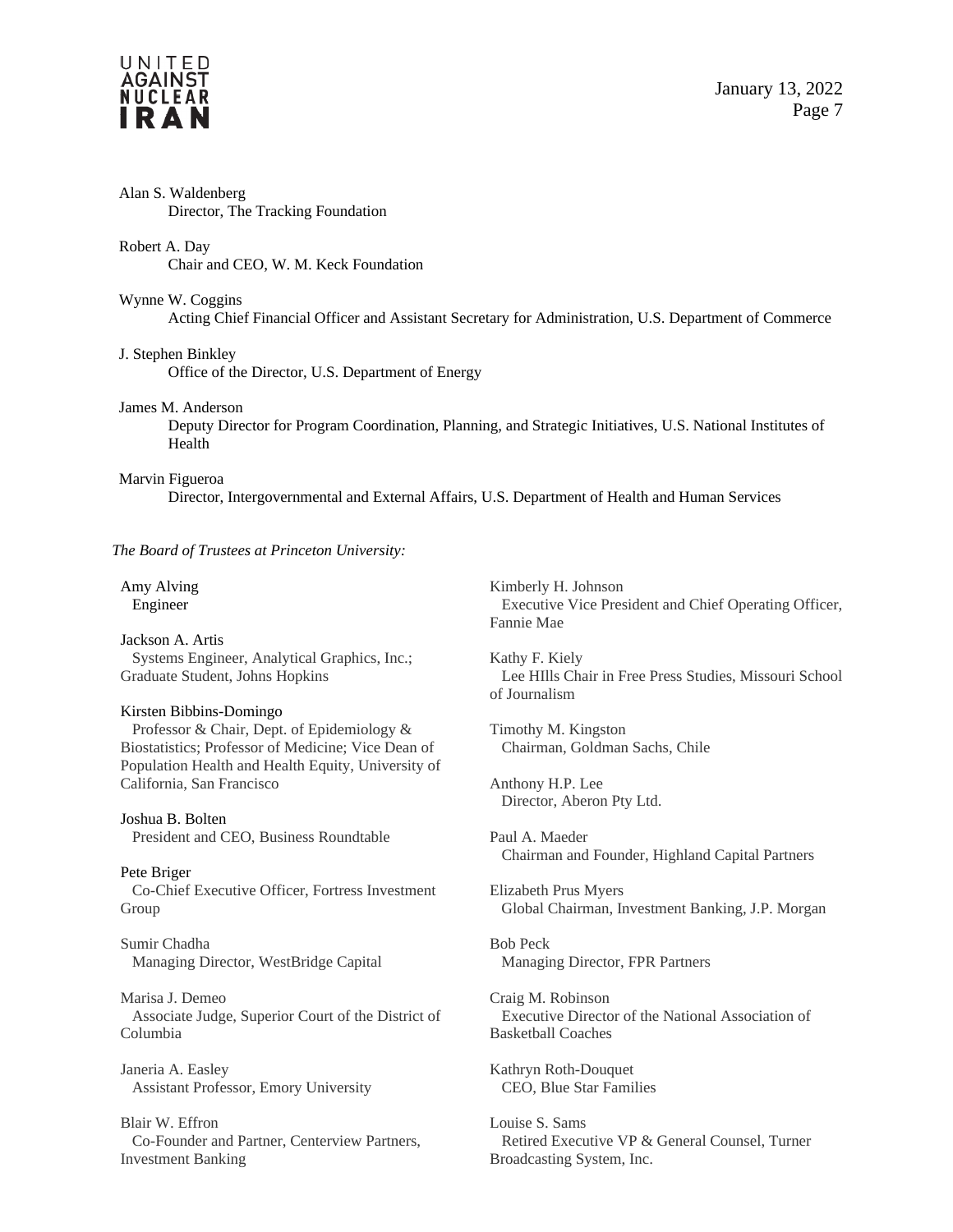Alan S. Waldenberg
Director, The Tracking Foundation

Robert A. Day
Chair and CEO, W. M. Keck Foundation

Wynne W. Coggins
Acting Chief Financial Officer and Assistant Secretary for Administration, U.S. Department of Commerce

J. Stephen Binkley
Office of the Director, U.S. Department of Energy

James M. Anderson
Deputy Director for Program Coordination, Planning, and Strategic Initiatives, U.S. National Institutes of Health

Marvin Figueroa
Director, Intergovernmental and External Affairs, U.S. Department of Health and Human Services

*The Board of Trustees at Princeton University:*

Amy Alving
Engineer

Jackson A. Artis
Systems Engineer, Analytical Graphics, Inc.; Graduate Student, Johns Hopkins

Kirsten Bibbins-Domingo
Professor & Chair, Dept. of Epidemiology & Biostatistics; Professor of Medicine; Vice Dean of Population Health and Health Equity, University of California, San Francisco

Joshua B. Bolten
President and CEO, Business Roundtable

Pete Briger
Co-Chief Executive Officer, Fortress Investment Group

Sumir Chadha
Managing Director, WestBridge Capital

Marisa J. Demeo
Associate Judge, Superior Court of the District of Columbia

Janeria A. Easley
Assistant Professor, Emory University

Blair W. Effron
Co-Founder and Partner, Centerview Partners, Investment Banking

Kimberly H. Johnson
Executive Vice President and Chief Operating Officer, Fannie Mae

Kathy F. Kiely
Lee HIlls Chair in Free Press Studies, Missouri School of Journalism

Timothy M. Kingston
Chairman, Goldman Sachs, Chile

Anthony H.P. Lee
Director, Aberon Pty Ltd.

Paul A. Maeder
Chairman and Founder, Highland Capital Partners

Elizabeth Prus Myers
Global Chairman, Investment Banking, J.P. Morgan

Bob Peck
Managing Director, FPR Partners

Craig M. Robinson
Executive Director of the National Association of Basketball Coaches

Kathryn Roth-Douquet
CEO, Blue Star Families

Louise S. Sams
Retired Executive VP & General Counsel, Turner Broadcasting System, Inc.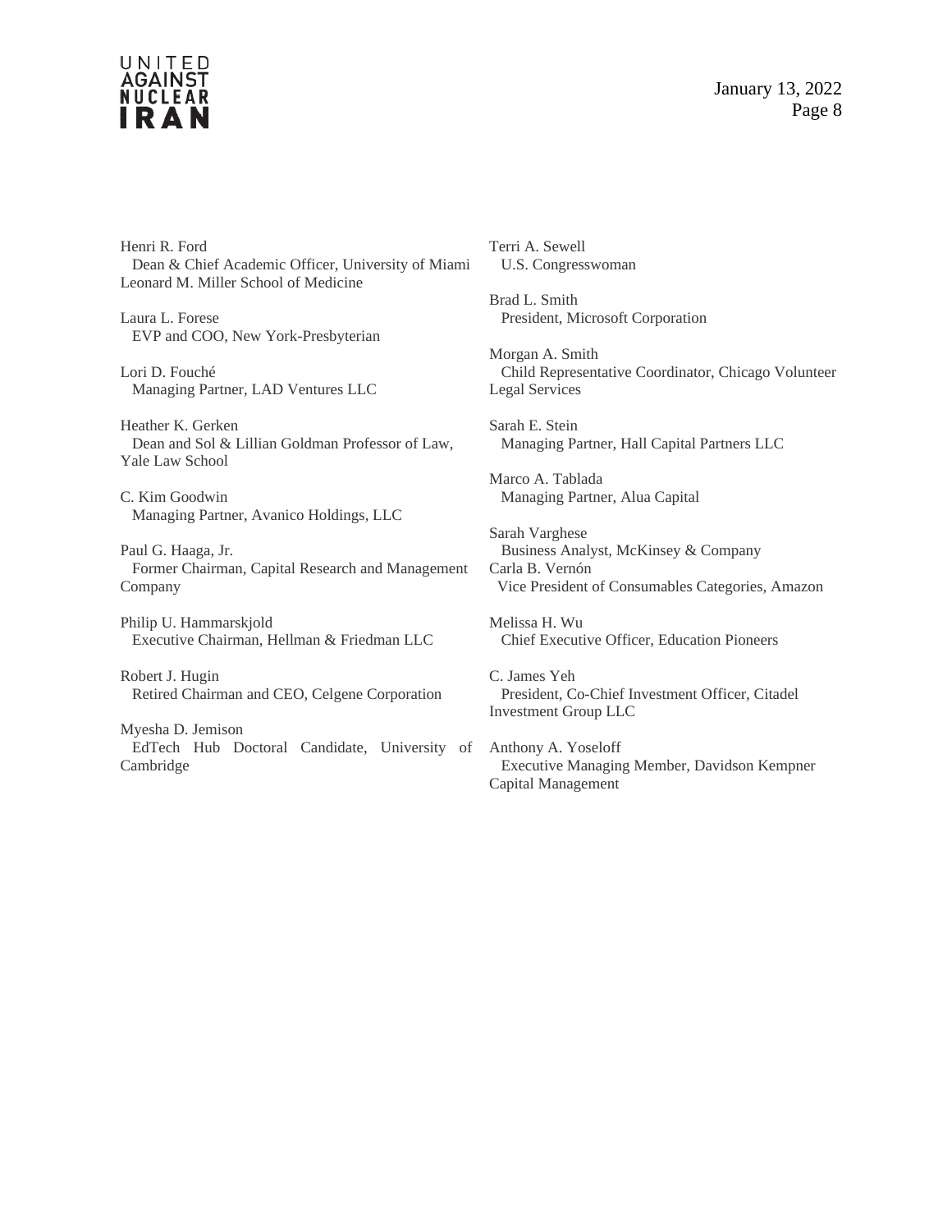Henri R. Ford
Dean & Chief Academic Officer, University of Miami Leonard M. Miller School of Medicine

Laura L. Forese
EVP and COO, New York-Presbyterian

Lori D. Fouché
Managing Partner, LAD Ventures LLC

Heather K. Gerken
Dean and Sol & Lillian Goldman Professor of Law, Yale Law School

C. Kim Goodwin
Managing Partner, Avanico Holdings, LLC

Paul G. Haaga, Jr.
Former Chairman, Capital Research and Management Company

Philip U. Hammarskjold
Executive Chairman, Hellman & Friedman LLC

Robert J. Hugin
Retired Chairman and CEO, Celgene Corporation

Myesha D. Jemison
EdTech Hub Doctoral Candidate, University of Cambridge

Terri A. Sewell
U.S. Congresswoman

Brad L. Smith
President, Microsoft Corporation

Morgan A. Smith
Child Representative Coordinator, Chicago Volunteer Legal Services

Sarah E. Stein
Managing Partner, Hall Capital Partners LLC

Marco A. Tablada
Managing Partner, Alua Capital

Sarah Varghese
Business Analyst, McKinsey & Company

Carla B. Vernón
Vice President of Consumables Categories, Amazon

Melissa H. Wu
Chief Executive Officer, Education Pioneers

C. James Yeh
President, Co-Chief Investment Officer, Citadel Investment Group LLC

Anthony A. Yoseloff
Executive Managing Member, Davidson Kempner Capital Management